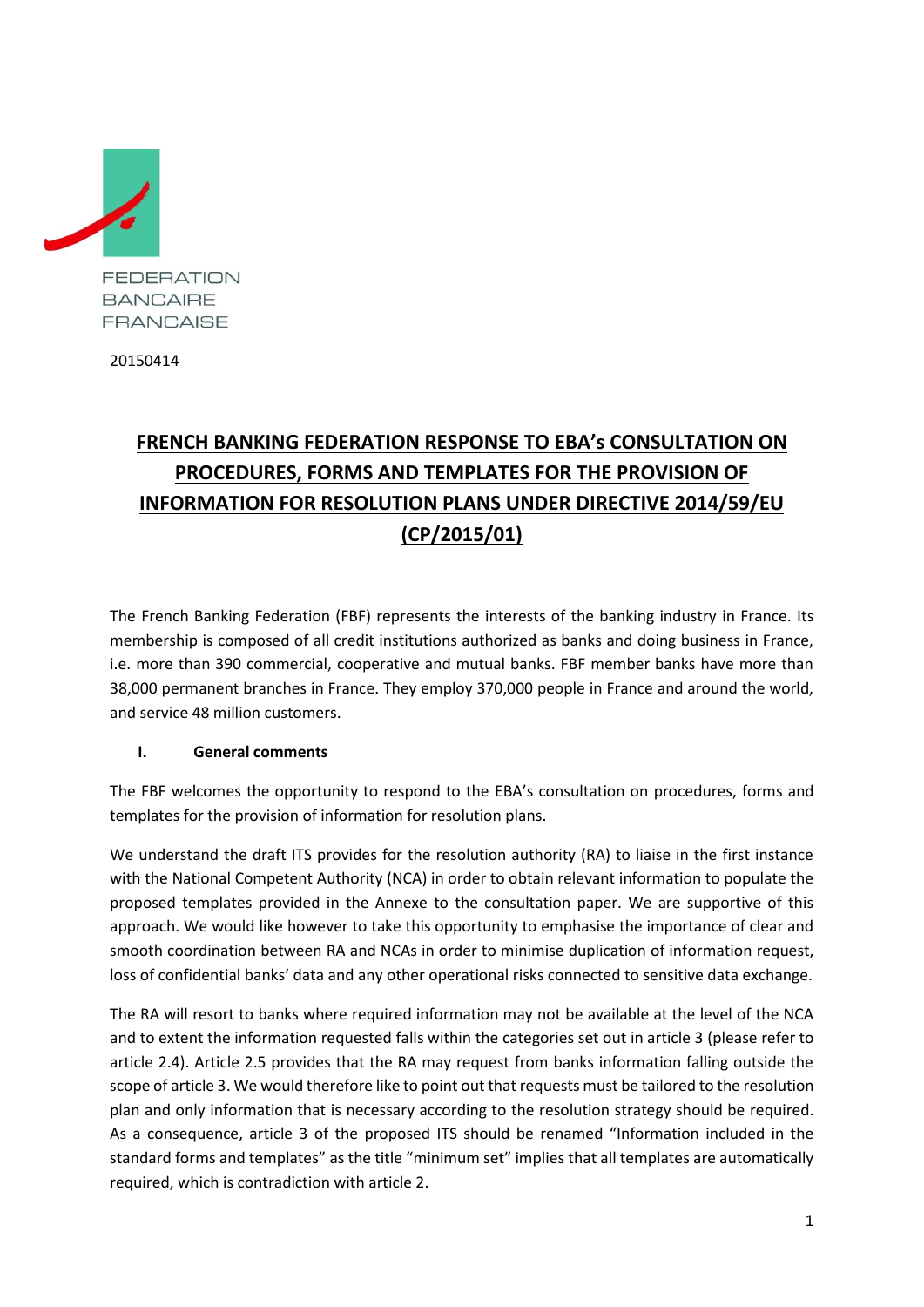FEDERATION BANCAIRE FRANCAISE

20150414

# FRENCH BANKING FEDERATION RESPONSE TO EBA's CONSULTATION ON PROCEDURES, FORMS AND TEMPLATES FOR THE PROVISION OF INFORMATION FOR RESOLUTION PLANS UNDER DIRECTIVE 2014/59/EU (CP/2015/01)

The French Banking Federation (FBF) represents the interests of the banking industry in France. Its membership is composed of all credit institutions authorized as banks and doing business in France, i.e. more than 390 commercial, cooperative and mutual banks. FBF member banks have more than 38,000 permanent branches in France. They employ 370,000 people in France and around the world, and service 48 million customers.

## I. General comments

The FBF welcomes the opportunity to respond to the EBA's consultation on procedures, forms and templates for the provision of information for resolution plans.

We understand the draft ITS provides for the resolution authority (RA) to liaise in the first instance with the National Competent Authority (NCA) in order to obtain relevant information to populate the proposed templates provided in the Annexe to the consultation paper. We are supportive of this approach. We would like however to take this opportunity to emphasise the importance of clear and smooth coordination between RA and NCAs in order to minimise duplication of information request, loss of confidential banks' data and any other operational risks connected to sensitive data exchange.

The RA will resort to banks where required information may not be available at the level of the NCA and to extent the information requested falls within the categories set out in article 3 (please refer to article 2.4). Article 2.5 provides that the RA may request from banks information falling outside the scope of article 3. We would therefore like to point out that requests must be tailored to the resolution plan and only information that is necessary according to the resolution strategy should be required. As a consequence, article 3 of the proposed ITS should be renamed "Information included in the standard forms and templates" as the title "minimum set" implies that all templates are automatically required, which is contradiction with article 2.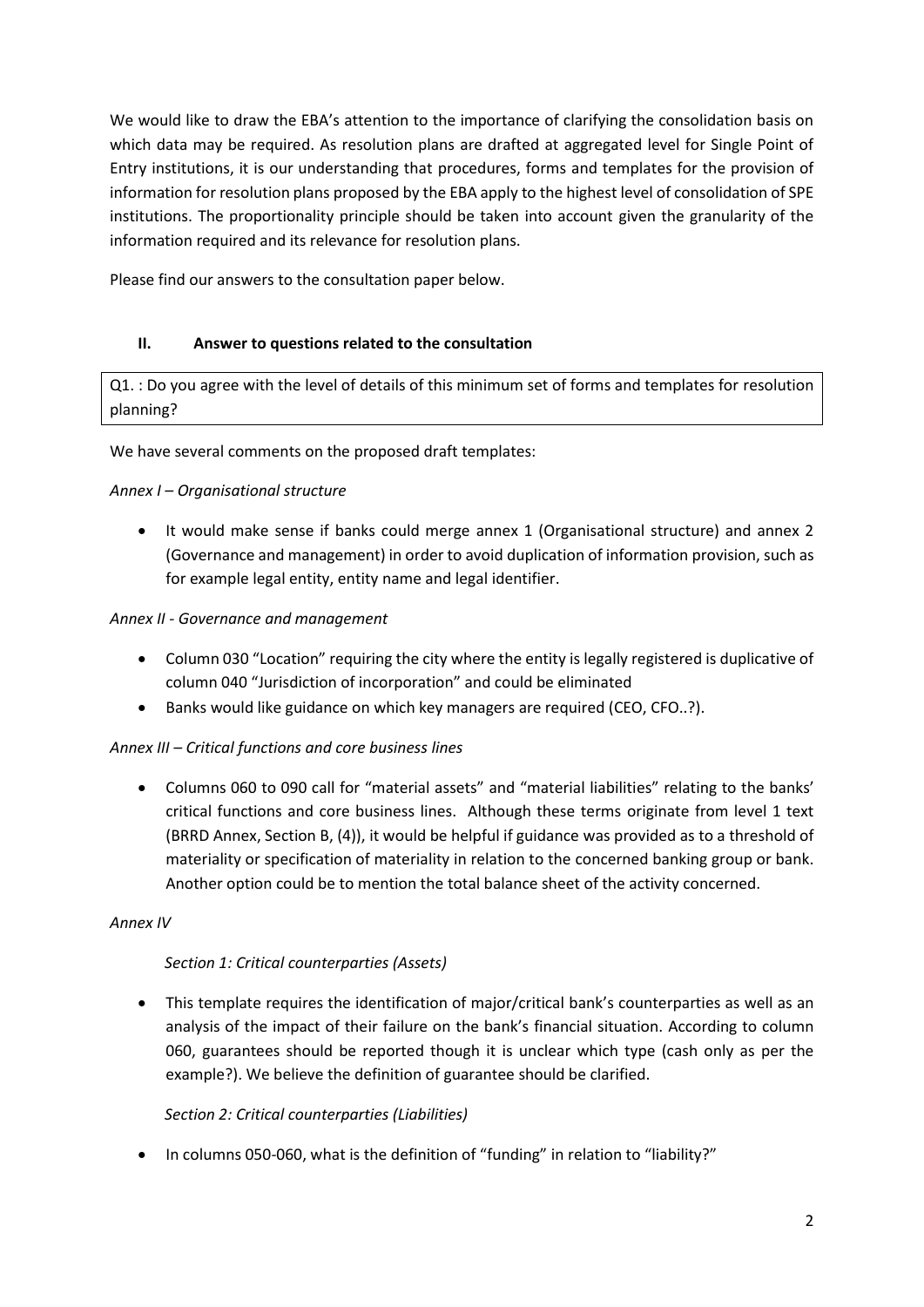We would like to draw the EBA's attention to the importance of clarifying the consolidation basis on which data may be required. As resolution plans are drafted at aggregated level for Single Point of Entry institutions, it is our understanding that procedures, forms and templates for the provision of information for resolution plans proposed by the EBA apply to the highest level of consolidation of SPE institutions. The proportionality principle should be taken into account given the granularity of the information required and its relevance for resolution plans.

Please find our answers to the consultation paper below.

## II. Answer to questions related to the consultation

Q1. : Do you agree with the level of details of this minimum set of forms and templates for resolution planning?

We have several comments on the proposed draft templates:

*Annex I – Organisational structure*

- It would make sense if banks could merge annex 1 (Organisational structure) and annex 2 (Governance and management) in order to avoid duplication of information provision, such as for example legal entity, entity name and legal identifier.

*Annex II - Governance and management*

- Column 030 "Location" requiring the city where the entity is legally registered is duplicative of column 040 "Jurisdiction of incorporation" and could be eliminated
- Banks would like guidance on which key managers are required (CEO, CFO..?).

*Annex III – Critical functions and core business lines*

- Columns 060 to 090 call for "material assets" and "material liabilities" relating to the banks' critical functions and core business lines. Although these terms originate from level 1 text (BRRD Annex, Section B, (4)), it would be helpful if guidance was provided as to a threshold of materiality or specification of materiality in relation to the concerned banking group or bank. Another option could be to mention the total balance sheet of the activity concerned.

*Annex IV*

*Section 1: Critical counterparties (Assets)*

- This template requires the identification of major/critical bank's counterparties as well as an analysis of the impact of their failure on the bank's financial situation. According to column 060, guarantees should be reported though it is unclear which type (cash only as per the example?). We believe the definition of guarantee should be clarified.

*Section 2: Critical counterparties (Liabilities)*

- In columns 050-060, what is the definition of "funding" in relation to "liability?"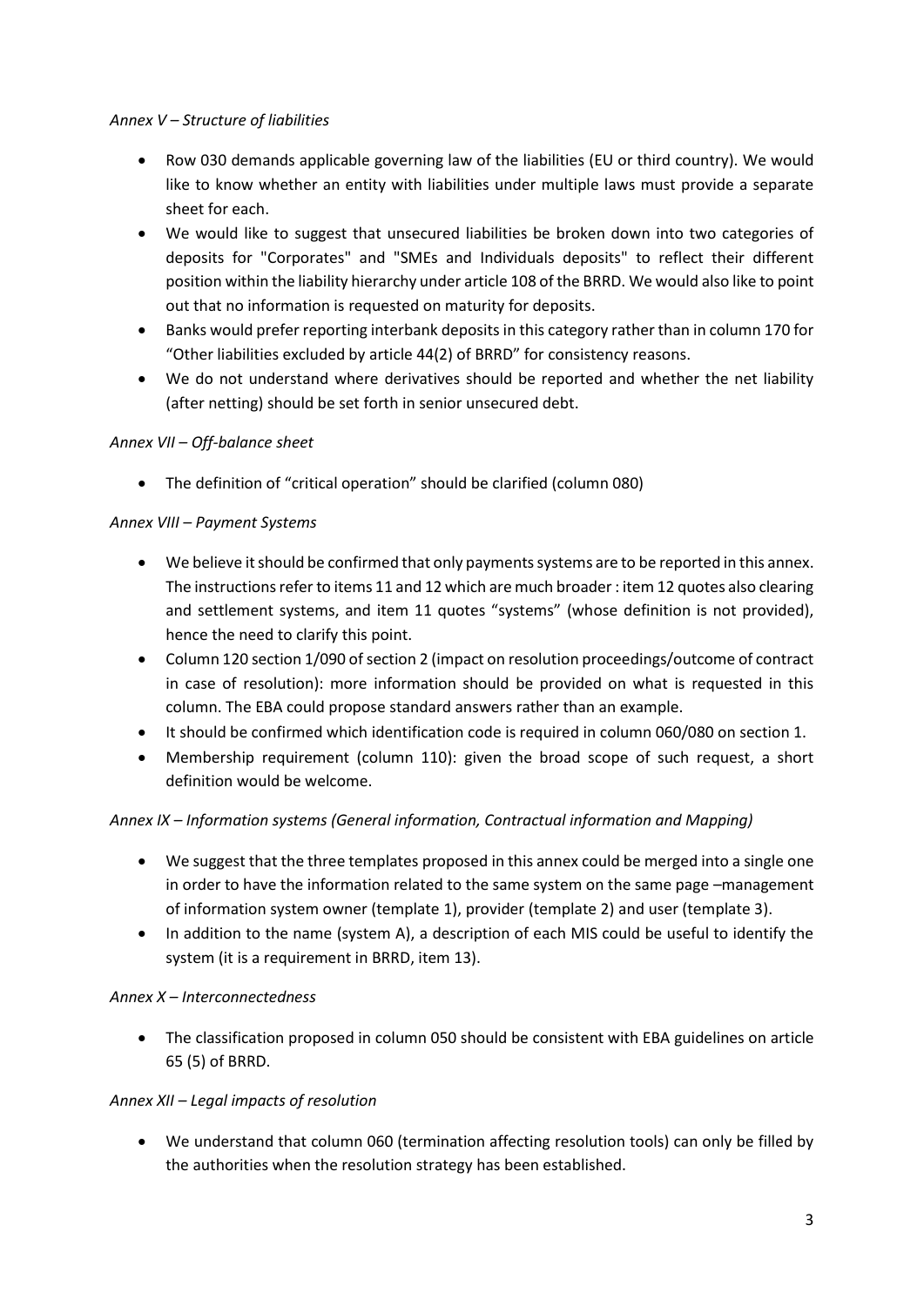*Annex V – Structure of liabilities*

- Row 030 demands applicable governing law of the liabilities (EU or third country). We would like to know whether an entity with liabilities under multiple laws must provide a separate sheet for each.
- We would like to suggest that unsecured liabilities be broken down into two categories of deposits for "Corporates" and "SMEs and Individuals deposits" to reflect their different position within the liability hierarchy under article 108 of the BRRD. We would also like to point out that no information is requested on maturity for deposits.
- Banks would prefer reporting interbank deposits in this category rather than in column 170 for "Other liabilities excluded by article 44(2) of BRRD" for consistency reasons.
- We do not understand where derivatives should be reported and whether the net liability (after netting) should be set forth in senior unsecured debt.

*Annex VII – Off-balance sheet*

- The definition of "critical operation" should be clarified (column 080)

*Annex VIII – Payment Systems*

- We believe it should be confirmed that only payments systems are to be reported in this annex. The instructions refer to items 11 and 12 which are much broader : item 12 quotes also clearing and settlement systems, and item 11 quotes "systems" (whose definition is not provided), hence the need to clarify this point.
- Column 120 section 1/090 of section 2 (impact on resolution proceedings/outcome of contract in case of resolution): more information should be provided on what is requested in this column. The EBA could propose standard answers rather than an example.
- It should be confirmed which identification code is required in column 060/080 on section 1.
- Membership requirement (column 110): given the broad scope of such request, a short definition would be welcome.

*Annex IX – Information systems (General information, Contractual information and Mapping)*

- We suggest that the three templates proposed in this annex could be merged into a single one in order to have the information related to the same system on the same page –management of information system owner (template 1), provider (template 2) and user (template 3).
- In addition to the name (system A), a description of each MIS could be useful to identify the system (it is a requirement in BRRD, item 13).

*Annex X – Interconnectedness*

- The classification proposed in column 050 should be consistent with EBA guidelines on article 65 (5) of BRRD.

*Annex XII – Legal impacts of resolution*

- We understand that column 060 (termination affecting resolution tools) can only be filled by the authorities when the resolution strategy has been established.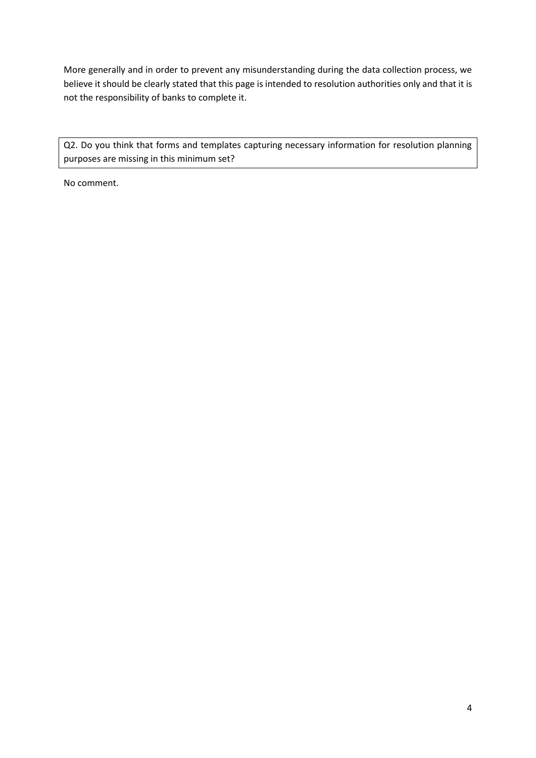More generally and in order to prevent any misunderstanding during the data collection process, we believe it should be clearly stated that this page is intended to resolution authorities only and that it is not the responsibility of banks to complete it.

| Q2. Do you think that forms and templates capturing necessary information for resolution planning purposes are missing in this minimum set? |
| --- |

No comment.